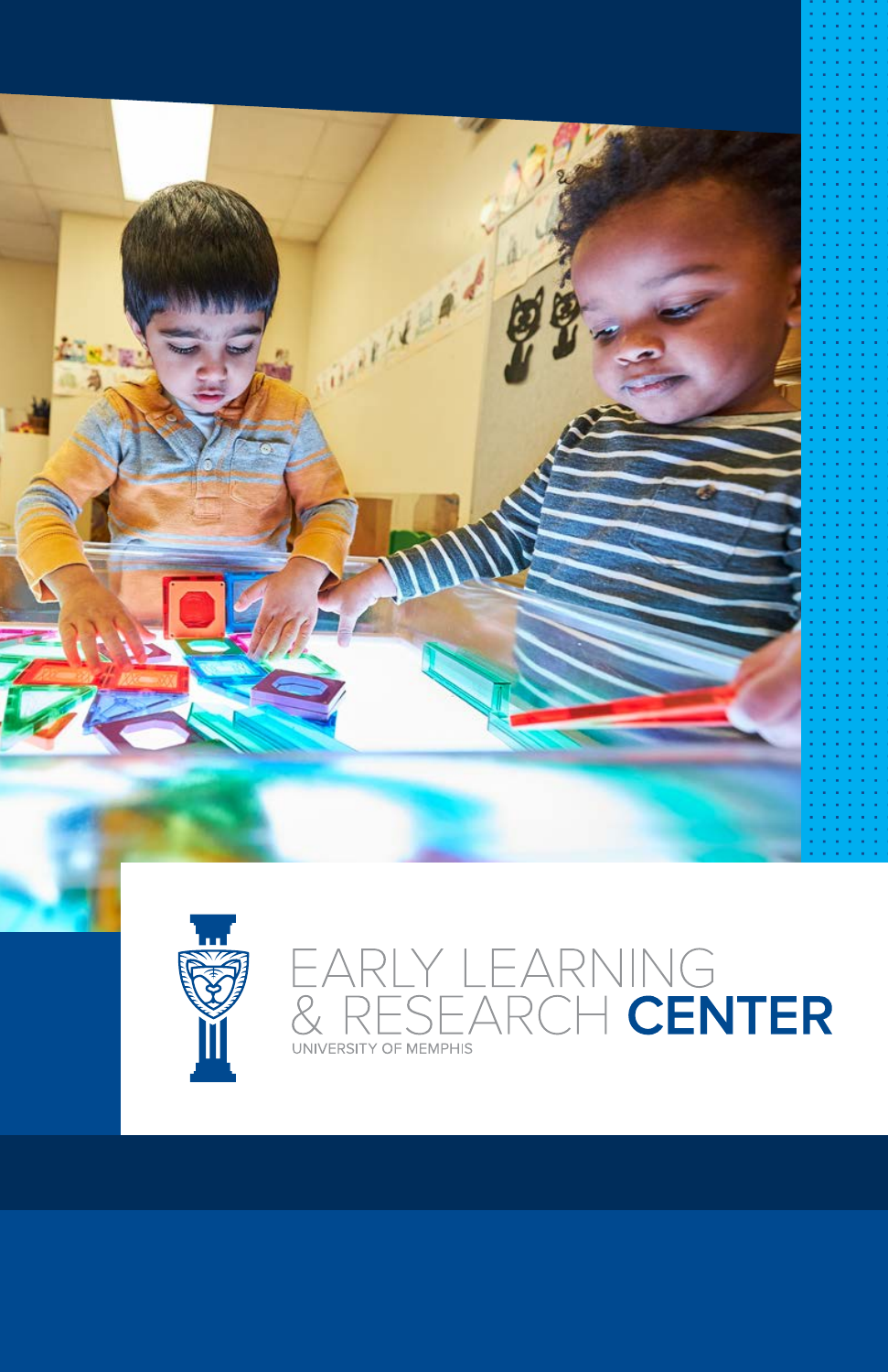# EARLY LEARNING & RESEARCH CENTER

UNIVERSITY OF MEMPHIS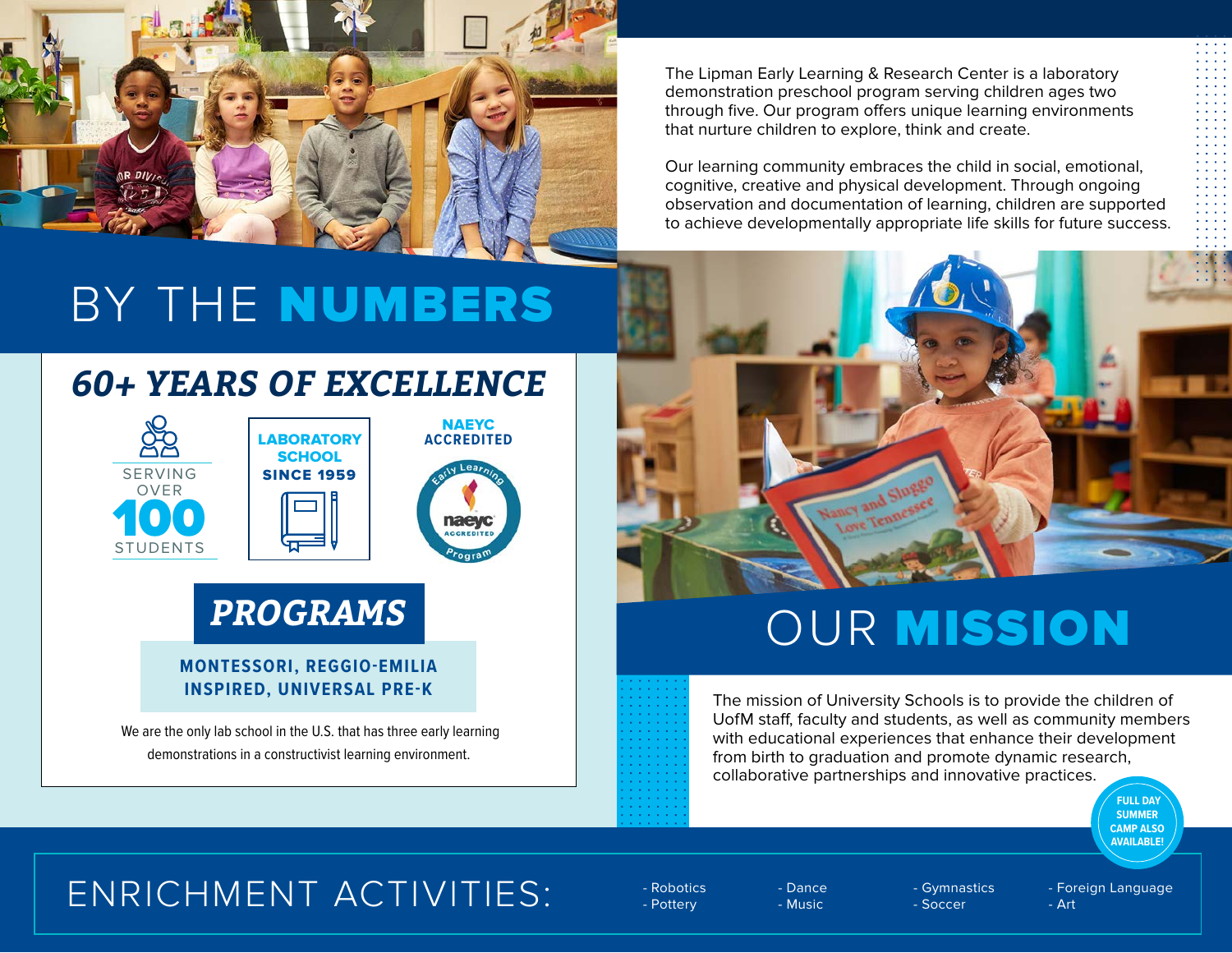The Lipman Early Learning & Research Center is a laboratory demonstration preschool program serving children ages two through five. Our program offers unique learning environments that nurture children to explore, think and create.

Our learning community embraces the child in social, emotional, cognitive, creative and physical development. Through ongoing observation and documentation of learning, children are supported to achieve developmentally appropriate life skills for future success.

# BY THE **NUMBERS**

## *60+ YEARS OF EXCELLENCE*

SERVING OVER **100** STUDENTS

**LABORATORY SCHOOL SINCE 1959**

**NAEYC ACCREDITED**

## *PROGRAMS*

**MONTESSORI, REGGIO-EMILIA INSPIRED, UNIVERSAL PRE-K**

We are the only lab school in the U.S. that has three early learning demonstrations in a constructivist learning environment.

# OUR **MISSION**

The mission of University Schools is to provide the children of UofM staff, faculty and students, as well as community members with educational experiences that enhance their development from birth to graduation and promote dynamic research, collaborative partnerships and innovative practices.

**FULL DAY SUMMER CAMP ALSO AVAILABLE!**

## ENRICHMENT ACTIVITIES:

- Robotics
- Pottery
- Dance
- Music
- Gymnastics
- Soccer
- Foreign Language
- Art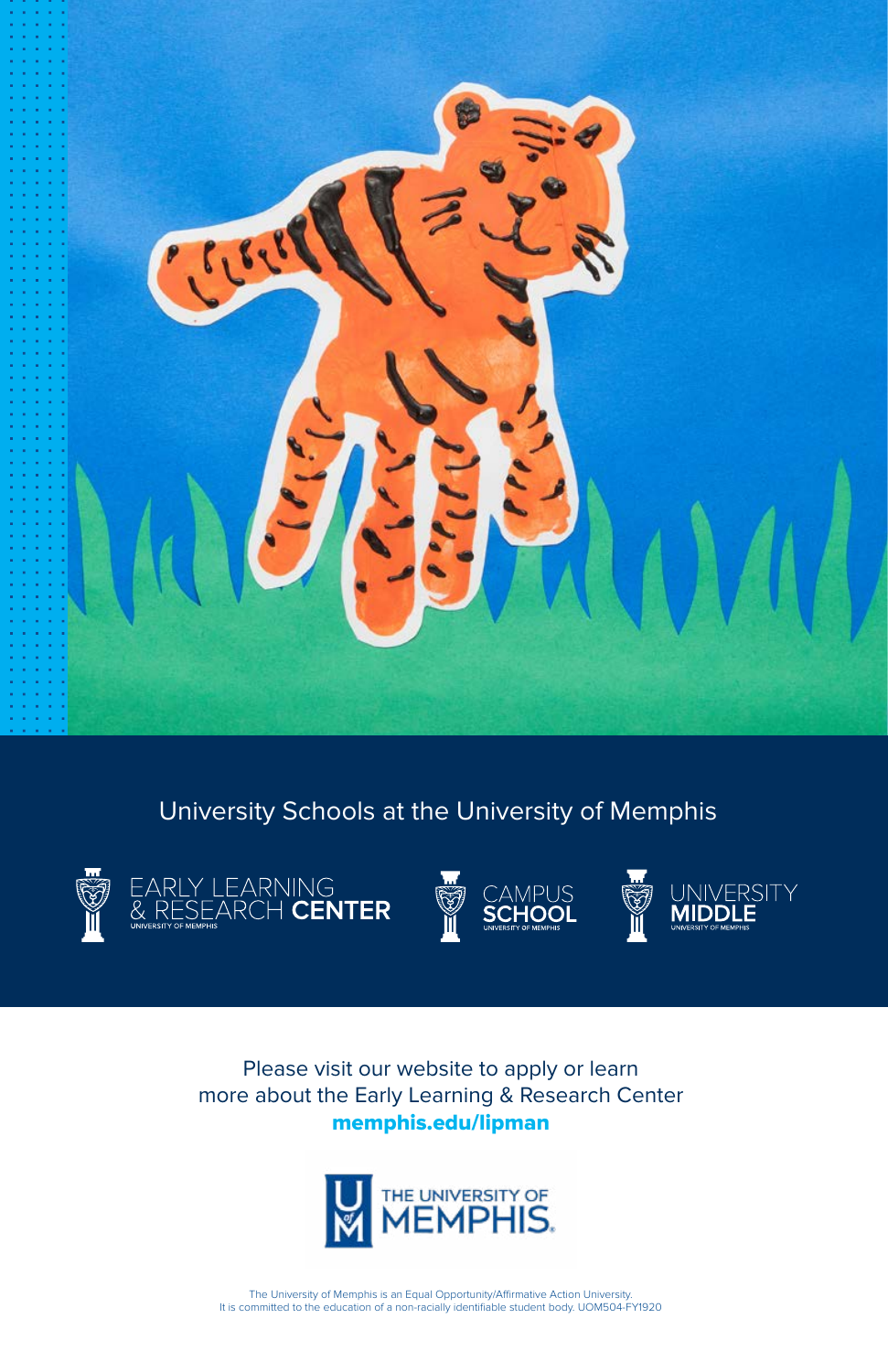University Schools at the University of Memphis

EARLY LEARNING & RESEARCH **CENTER**
UNIVERSITY OF MEMPHIS

CAMPUS **SCHOOL**
UNIVERSITY OF MEMPHIS

UNIVERSITY **MIDDLE**
UNIVERSITY OF MEMPHIS

Please visit our website to apply or learn more about the Early Learning & Research Center
**memphis.edu/lipman**

THE UNIVERSITY OF MEMPHIS.

The University of Memphis is an Equal Opportunity/Affirmative Action University.
It is committed to the education of a non-racially identifiable student body. UOM504-FY1920